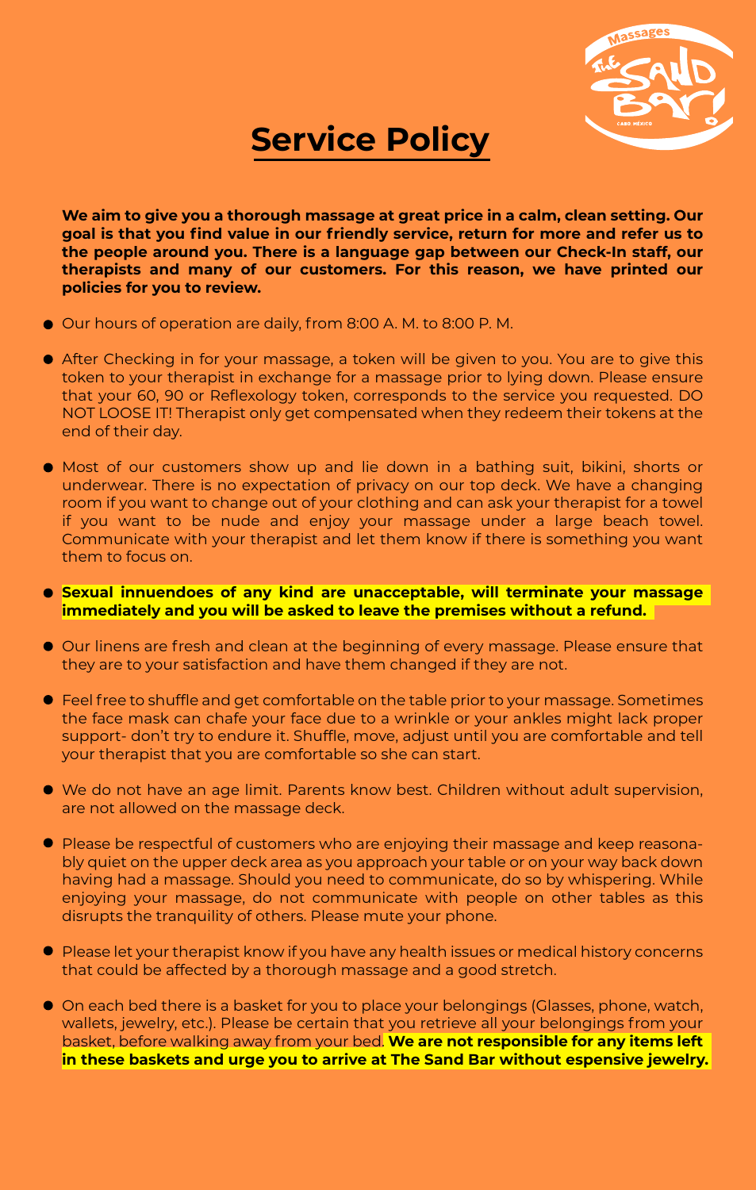# Service Policy

**We aim to give you a thorough massage at great price in a calm, clean setting. Our goal is that you find value in our friendly service, return for more and refer us to the people around you. There is a language gap between our Check-In staff, our therapists and many of our customers. For this reason, we have printed our policies for you to review.**

- Our hours of operation are daily, from 8:00 A. M. to 8:00 P. M.

- After Checking in for your massage, a token will be given to you. You are to give this token to your therapist in exchange for a massage prior to lying down. Please ensure that your 60, 90 or Reflexology token, corresponds to the service you requested. DO NOT LOOSE IT! Therapist only get compensated when they redeem their tokens at the end of their day.

- Most of our customers show up and lie down in a bathing suit, bikini, shorts or underwear. There is no expectation of privacy on our top deck. We have a changing room if you want to change out of your clothing and can ask your therapist for a towel if you want to be nude and enjoy your massage under a large beach towel. Communicate with your therapist and let them know if there is something you want them to focus on.

- **Sexual innuendoes of any kind are unacceptable, will terminate your massage immediately and you will be asked to leave the premises without a refund.**

- Our linens are fresh and clean at the beginning of every massage. Please ensure that they are to your satisfaction and have them changed if they are not.

- Feel free to shuffle and get comfortable on the table prior to your massage. Sometimes the face mask can chafe your face due to a wrinkle or your ankles might lack proper support- don't try to endure it. Shuffle, move, adjust until you are comfortable and tell your therapist that you are comfortable so she can start.

- We do not have an age limit. Parents know best. Children without adult supervision, are not allowed on the massage deck.

- Please be respectful of customers who are enjoying their massage and keep reasonably quiet on the upper deck area as you approach your table or on your way back down having had a massage. Should you need to communicate, do so by whispering. While enjoying your massage, do not communicate with people on other tables as this disrupts the tranquility of others. Please mute your phone.

- Please let your therapist know if you have any health issues or medical history concerns that could be affected by a thorough massage and a good stretch.

- On each bed there is a basket for you to place your belongings (Glasses, phone, watch, wallets, jewelry, etc.). Please be certain that you retrieve all your belongings from your basket, before walking away from your bed. **We are not responsible for any items left in these baskets and urge you to arrive at The Sand Bar without espensive jewelry.**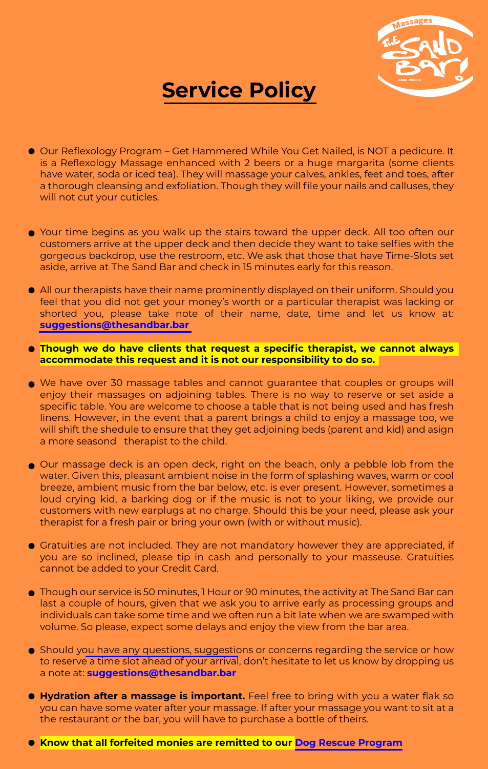# Service Policy

- Our Reflexology Program – Get Hammered While You Get Nailed, is NOT a pedicure. It is a Reflexology Massage enhanced with 2 beers or a huge margarita (some clients have water, soda or iced tea). They will massage your calves, ankles, feet and toes, after a thorough cleansing and exfoliation. Though they will file your nails and calluses, they will not cut your cuticles.

- Your time begins as you walk up the stairs toward the upper deck. All too often our customers arrive at the upper deck and then decide they want to take selfies with the gorgeous backdrop, use the restroom, etc. We ask that those that have Time-Slots set aside, arrive at The Sand Bar and check in 15 minutes early for this reason.

- All our therapists have their name prominently displayed on their uniform. Should you feel that you did not get your money's worth or a particular therapist was lacking or shorted you, please take note of their name, date, time and let us know at: **suggestions@thesandbar.bar**

- **Though we do have clients that request a specific therapist, we cannot always accommodate this request and it is not our responsibility to do so.**

- We have over 30 massage tables and cannot guarantee that couples or groups will enjoy their massages on adjoining tables. There is no way to reserve or set aside a specific table. You are welcome to choose a table that is not being used and has fresh linens. However, in the event that a parent brings a child to enjoy a massage too, we will shift the shedule to ensure that they get adjoining beds (parent and kid) and asign a more season therapist to the child.

- Our massage deck is an open deck, right on the beach, only a pebble lob from the water. Given this, pleasant ambient noise in the form of splashing waves, warm or cool breeze, ambient music from the bar below, etc. is ever present. However, sometimes a loud crying kid, a barking dog or if the music is not to your liking, we provide our customers with new earplugs at no charge. Should this be your need, please ask your therapist for a fresh pair or bring your own (with or without music).

- Gratuities are not included. They are not mandatory however they are appreciated, if you are so inclined, please tip in cash and personally to your masseuse. Gratuities cannot be added to your Credit Card.

- Though our service is 50 minutes, 1 Hour or 90 minutes, the activity at The Sand Bar can last a couple of hours, given that we ask you to arrive early as processing groups and individuals can take some time and we often run a bit late when we are swamped with volume. So please, expect some delays and enjoy the view from the bar area.

- Should you have any questions, suggestions or concerns regarding the service or how to reserve a time slot ahead of your arrival, don't hesitate to let us know by dropping us a note at: **suggestions@thesandbar.bar**

- **Hydration after a massage is important.** Feel free to bring with you a water flak so you can have some water after your massage. If after your massage you want to sit at a the restaurant or the bar, you will have to purchase a bottle of theirs.

- **Know that all forfeited monies are remitted to our Dog Rescue Program**